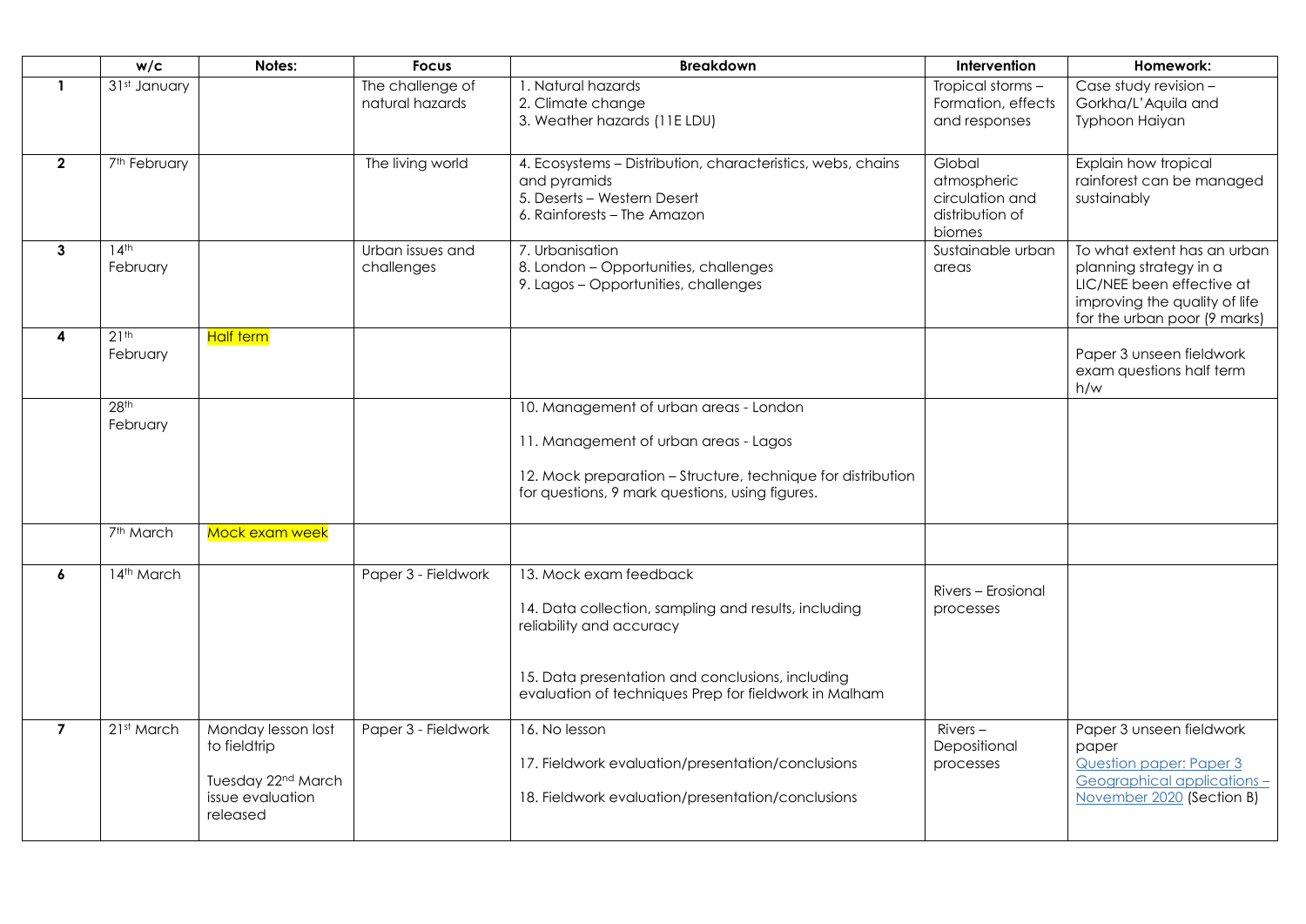|  | w/c | Notes: | Focus | Breakdown | Intervention | Homework: |
|---|---|---|---|---|---|---|
| 1 | 31st January |  | The challenge of natural hazards | 1. Natural hazards<br>2. Climate change<br>3. Weather hazards (11E LDU) | Tropical storms – Formation, effects and responses | Case study revision – Gorkha/L'Aquila and Typhoon Haiyan |
| 2 | 7th February |  | The living world | 4. Ecosystems – Distribution, characteristics, webs, chains and pyramids<br>5. Deserts – Western Desert<br>6. Rainforests – The Amazon | Global atmospheric circulation and distribution of biomes | Explain how tropical rainforest can be managed sustainably |
| 3 | 14th February |  | Urban issues and challenges | 7. Urbanisation<br>8. London – Opportunities, challenges<br>9. Lagos – Opportunities, challenges | Sustainable urban areas | To what extent has an urban planning strategy in a LIC/NEE been effective at improving the quality of life for the urban poor (9 marks) |
| 4 | 21th February | Half term |  |  |  | Paper 3 unseen fieldwork exam questions half term h/w |
|  | 28th February |  |  | 10. Management of urban areas - London<br>11. Management of urban areas - Lagos<br>12. Mock preparation – Structure, technique for distribution for questions, 9 mark questions, using figures. |  |  |
|  | 7th March | Mock exam week |  |  |  |  |
| 6 | 14th March |  | Paper 3 - Fieldwork | 13. Mock exam feedback<br>14. Data collection, sampling and results, including reliability and accuracy<br>15. Data presentation and conclusions, including evaluation of techniques Prep for fieldwork in Malham | Rivers – Erosional processes |  |
| 7 | 21st March | Monday lesson lost to fieldtrip<br>Tuesday 22nd March issue evaluation released | Paper 3 - Fieldwork | 16. No lesson<br>17. Fieldwork evaluation/presentation/conclusions<br>18. Fieldwork evaluation/presentation/conclusions | Rivers – Depositional processes | Paper 3 unseen fieldwork paper<br>Question paper: Paper 3 Geographical applications – November 2020 (Section B) |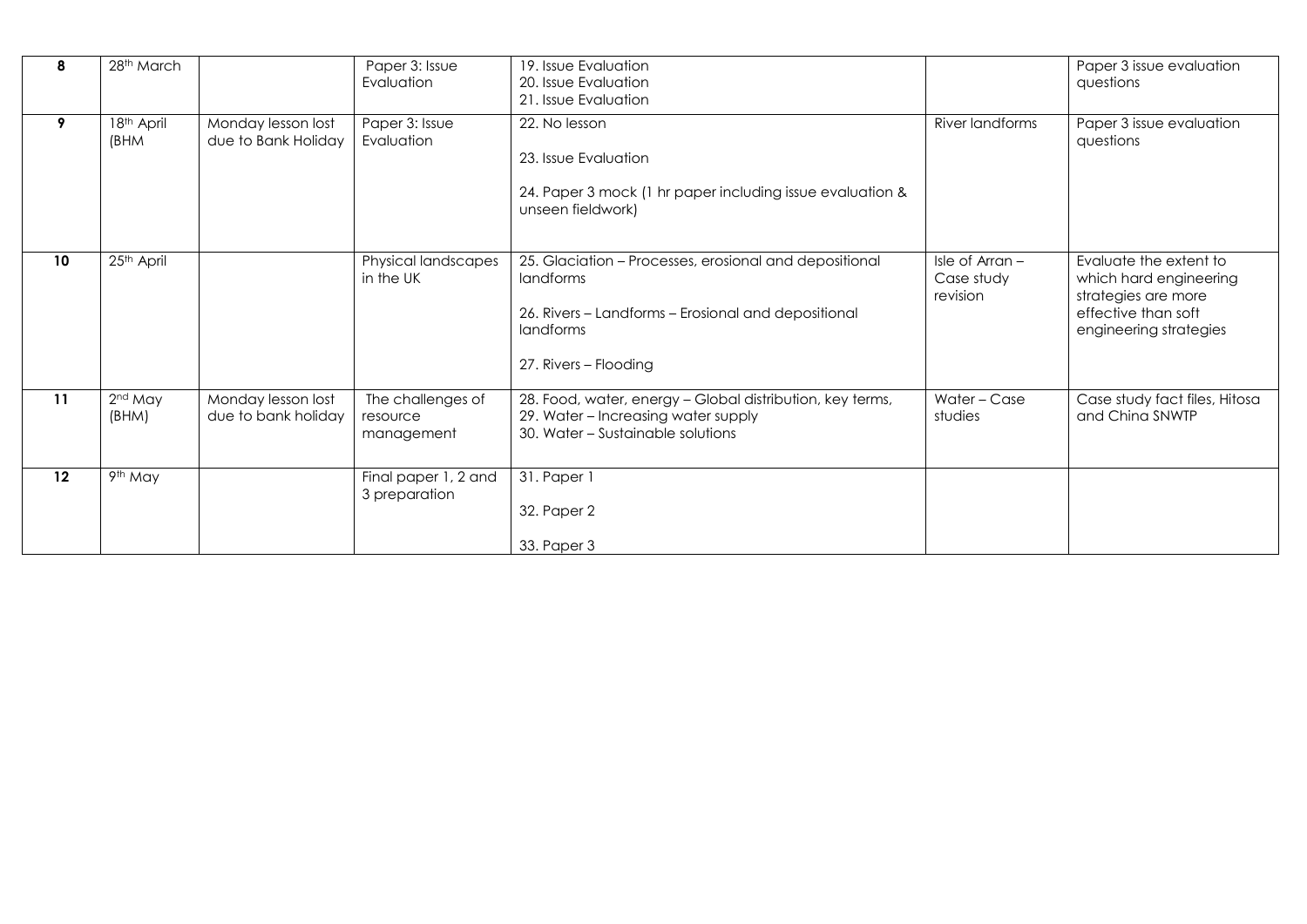| | | | | | | |
|---|---|---|---|---|---|---|
| **8** | 28th March | | Paper 3: Issue Evaluation | 19. Issue Evaluation<br>20. Issue Evaluation<br>21. Issue Evaluation | | Paper 3 issue evaluation questions |
| **9** | 18th April (BHM | Monday lesson lost due to Bank Holiday | Paper 3: Issue Evaluation | 22. No lesson<br><br>23. Issue Evaluation<br><br>24. Paper 3 mock (1 hr paper including issue evaluation & unseen fieldwork) | River landforms | Paper 3 issue evaluation questions |
| **10** | 25th April | | Physical landscapes in the UK | 25. Glaciation – Processes, erosional and depositional landforms<br><br>26. Rivers – Landforms – Erosional and depositional landforms<br><br>27. Rivers – Flooding | Isle of Arran – Case study revision | Evaluate the extent to which hard engineering strategies are more effective than soft engineering strategies |
| **11** | 2nd May (BHM) | Monday lesson lost due to bank holiday | The challenges of resource management | 28. Food, water, energy – Global distribution, key terms,<br>29. Water – Increasing water supply<br>30. Water – Sustainable solutions | Water – Case studies | Case study fact files, Hitosa and China SNWTP |
| **12** | 9th May | | Final paper 1, 2 and 3 preparation | 31. Paper 1<br><br>32. Paper 2<br><br>33. Paper 3 | | |